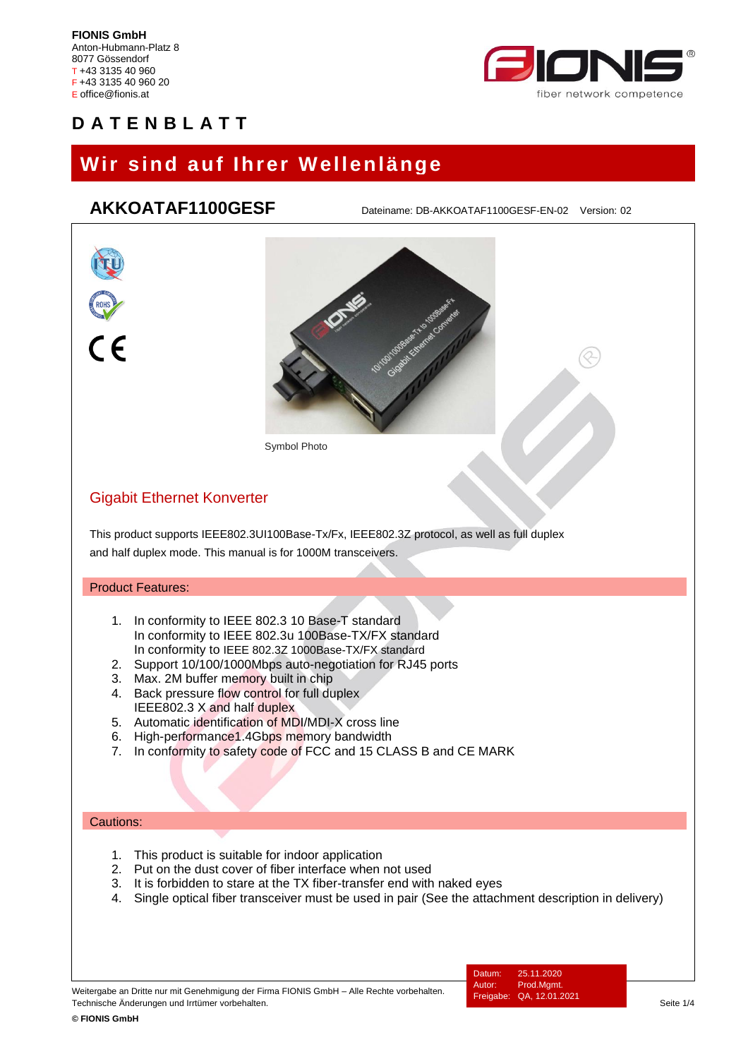**FIONIS GmbH**
Anton-Hubmann-Platz 8
8077 Gössendorf
T +43 3135 40 960
F +43 3135 40 960 20
E office@fionis.at

# DATENBLATT

## Wir sind auf Ihrer Wellenlänge

## AKKOATAF1100GESF

Dateiname: DB-AKKOATAF1100GESF-EN-02 Version: 02

Symbol Photo

### Gigabit Ethernet Konverter

This product supports IEEE802.3UI100Base-Tx/Fx, IEEE802.3Z protocol, as well as full duplex and half duplex mode. This manual is for 1000M transceivers.

#### Product Features:

1. In conformity to IEEE 802.3 10 Base-T standard
   In conformity to IEEE 802.3u 100Base-TX/FX standard
   In conformity to IEEE 802.3Z 1000Base-TX/FX standard
2. Support 10/100/1000Mbps auto-negotiation for RJ45 ports
3. Max. 2M buffer memory built in chip
4. Back pressure flow control for full duplex
   IEEE802.3 X and half duplex
5. Automatic identification of MDI/MDI-X cross line
6. High-performance1.4Gbps memory bandwidth
7. In conformity to safety code of FCC and 15 CLASS B and CE MARK

#### Cautions:

1. This product is suitable for indoor application
2. Put on the dust cover of fiber interface when not used
3. It is forbidden to stare at the TX fiber-transfer end with naked eyes
4. Single optical fiber transceiver must be used in pair (See the attachment description in delivery)

Weitergabe an Dritte nur mit Genehmigung der Firma FIONIS GmbH – Alle Rechte vorbehalten.
Technische Änderungen und Irrtümer vorbehalten.

Datum: 25.11.2020
Autor: Prod.Mgmt.
Freigabe: QA, 12.01.2021

**© FIONIS GmbH**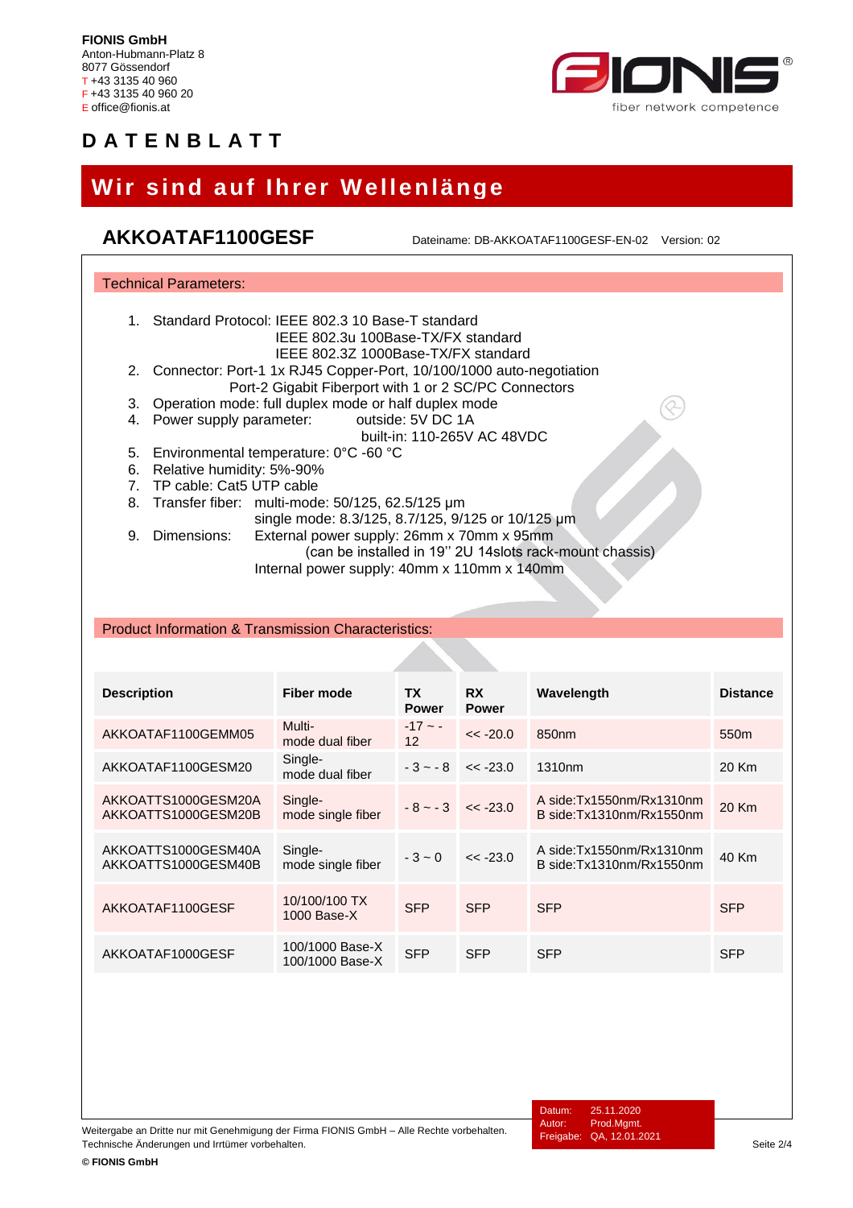**FIONIS GmbH**
Anton-Hubmann-Platz 8
8077 Gössendorf
T +43 3135 40 960
F +43 3135 40 960 20
E office@fionis.at

fiber network competence

# DATENBLATT

## Wir sind auf Ihrer Wellenlänge

## AKKOATAF1100GESF

Dateiname: DB-AKKOATAF1100GESF-EN-02 Version: 02

### Technical Parameters:

1. Standard Protocol: IEEE 802.3 10 Base-T standard
   IEEE 802.3u 100Base-TX/FX standard
   IEEE 802.3Z 1000Base-TX/FX standard
2. Connector: Port-1 1x RJ45 Copper-Port, 10/100/1000 auto-negotiation
   Port-2 Gigabit Fiberport with 1 or 2 SC/PC Connectors
3. Operation mode: full duplex mode or half duplex mode
4. Power supply parameter: outside: 5V DC 1A
   built-in: 110-265V AC 48VDC
5. Environmental temperature: 0°C -60 °C
6. Relative humidity: 5%-90%
7. TP cable: Cat5 UTP cable
8. Transfer fiber: multi-mode: 50/125, 62.5/125 µm
   single mode: 8.3/125, 8.7/125, 9/125 or 10/125 µm
9. Dimensions: External power supply: 26mm x 70mm x 95mm
   (can be installed in 19'' 2U 14slots rack-mount chassis)
   Internal power supply: 40mm x 110mm x 140mm

### Product Information & Transmission Characteristics:

| Description | Fiber mode | TX Power | RX Power | Wavelength | Distance |
|---|---|---|---|---|---|
| AKKOATAF1100GEMM05 | Multi-mode dual fiber | -17 ~ -12 | << -20.0 | 850nm | 550m |
| AKKOATAF1100GESM20 | Single-mode dual fiber | - 3 ~ - 8 | << -23.0 | 1310nm | 20 Km |
| AKKOATTS1000GESM20A<br>AKKOATTS1000GESM20B | Single-mode single fiber | - 8 ~ - 3 | << -23.0 | A side:Tx1550nm/Rx1310nm<br>B side:Tx1310nm/Rx1550nm | 20 Km |
| AKKOATTS1000GESM40A<br>AKKOATTS1000GESM40B | Single-mode single fiber | - 3 ~ 0 | << -23.0 | A side:Tx1550nm/Rx1310nm<br>B side:Tx1310nm/Rx1550nm | 40 Km |
| AKKOATAF1100GESF | 10/100/100 TX<br>1000 Base-X | SFP | SFP | SFP | SFP |
| AKKOATAF1000GESF | 100/1000 Base-X<br>100/1000 Base-X | SFP | SFP | SFP | SFP |

Weitergabe an Dritte nur mit Genehmigung der Firma FIONIS GmbH – Alle Rechte vorbehalten.
Technische Änderungen und Irrtümer vorbehalten.

Datum: 25.11.2020
Autor: Prod.Mgmt.
Freigabe: QA, 12.01.2021

**© FIONIS GmbH**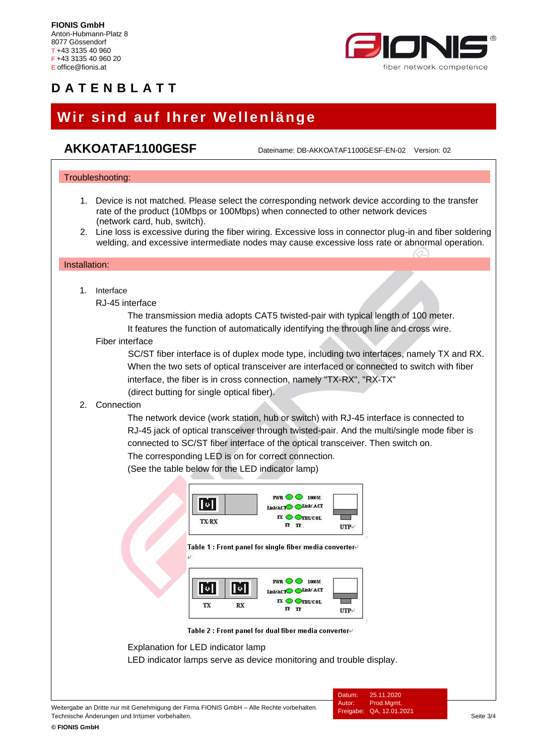## AKKOATAF1100GESF

Dateiname: DB-AKKOATAF1100GESF-EN-02 Version: 02

### Troubleshooting:

1. Device is not matched. Please select the corresponding network device according to the transfer rate of the product (10Mbps or 100Mbps) when connected to other network devices (network card, hub, switch).
2. Line loss is excessive during the fiber wiring. Excessive loss in connector plug-in and fiber soldering welding, and excessive intermediate nodes may cause excessive loss rate or abnormal operation.

### Installation:

1. Interface

   RJ-45 interface

   The transmission media adopts CAT5 twisted-pair with typical length of 100 meter.
   It features the function of automatically identifying the through line and cross wire.

   Fiber interface

   SC/ST fiber interface is of duplex mode type, including two interfaces, namely TX and RX. When the two sets of optical transceiver are interfaced or connected to switch with fiber interface, the fiber is in cross connection, namely "TX-RX", "RX-TX" (direct butting for single optical fiber).

2. Connection

   The network device (work station, hub or switch) with RJ-45 interface is connected to RJ-45 jack of optical transceiver through twisted-pair. And the multi/single mode fiber is connected to SC/ST fiber interface of the optical transceiver. Then switch on.
   The corresponding LED is on for correct connection.
   (See the table below for the LED indicator lamp)

TX/RX PWR 1000M Link/ACT Link/ACT FX FDX/COL FP TP UTP

Table 1 : Front panel for single fiber media converter

TX RX PWR 1000M Link/ACT Link/ACT FX FDX/COL FP TP UTP

Table 2 : Front panel for dual fiber media converter

Explanation for LED indicator lamp
LED indicator lamps serve as device monitoring and trouble display.

Datum: 25.11.2020
Autor: Prod.Mgmt.
Freigabe: QA, 12.01.2021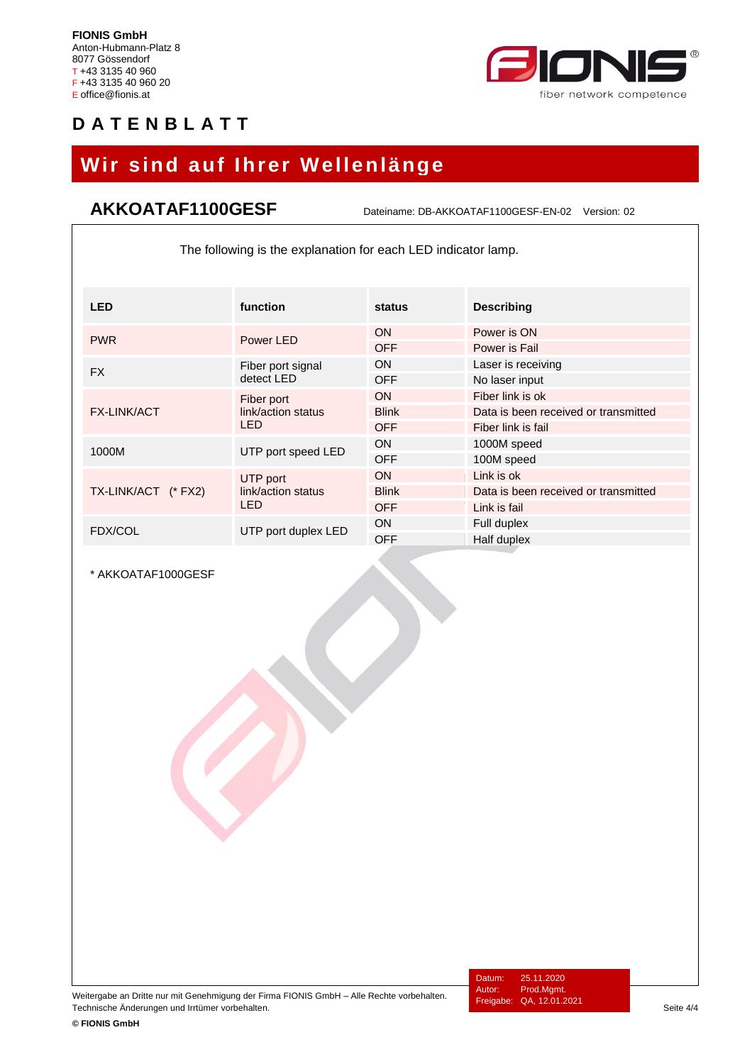FIONIS GmbH
Anton-Hubmann-Platz 8
8077 Gössendorf
T +43 3135 40 960
F +43 3135 40 960 20
E office@fionis.at

# DATENBLATT

## Wir sind auf Ihrer Wellenlänge

## AKKOATAF1100GESF

Dateiname: DB-AKKOATAF1100GESF-EN-02 Version: 02

The following is the explanation for each LED indicator lamp.

| LED | function | status | Describing |
|---|---|---|---|
| PWR | Power LED | ON | Power is ON |
| | | OFF | Power is Fail |
| FX | Fiber port signal detect LED | ON | Laser is receiving |
| | | OFF | No laser input |
| FX-LINK/ACT | Fiber port link/action status LED | ON | Fiber link is ok |
| | | Blink | Data is been received or transmitted |
| | | OFF | Fiber link is fail |
| 1000M | UTP port speed LED | ON | 1000M speed |
| | | OFF | 100M speed |
| TX-LINK/ACT (* FX2) | UTP port link/action status LED | ON | Link is ok |
| | | Blink | Data is been received or transmitted |
| | | OFF | Link is fail |
| FDX/COL | UTP port duplex LED | ON | Full duplex |
| | | OFF | Half duplex |

* AKKOATAF1000GESF

Weitergabe an Dritte nur mit Genehmigung der Firma FIONIS GmbH – Alle Rechte vorbehalten.
Technische Änderungen und Irrtümer vorbehalten.

© FIONIS GmbH

Datum: 25.11.2020
Autor: Prod.Mgmt.
Freigabe: QA, 12.01.2021